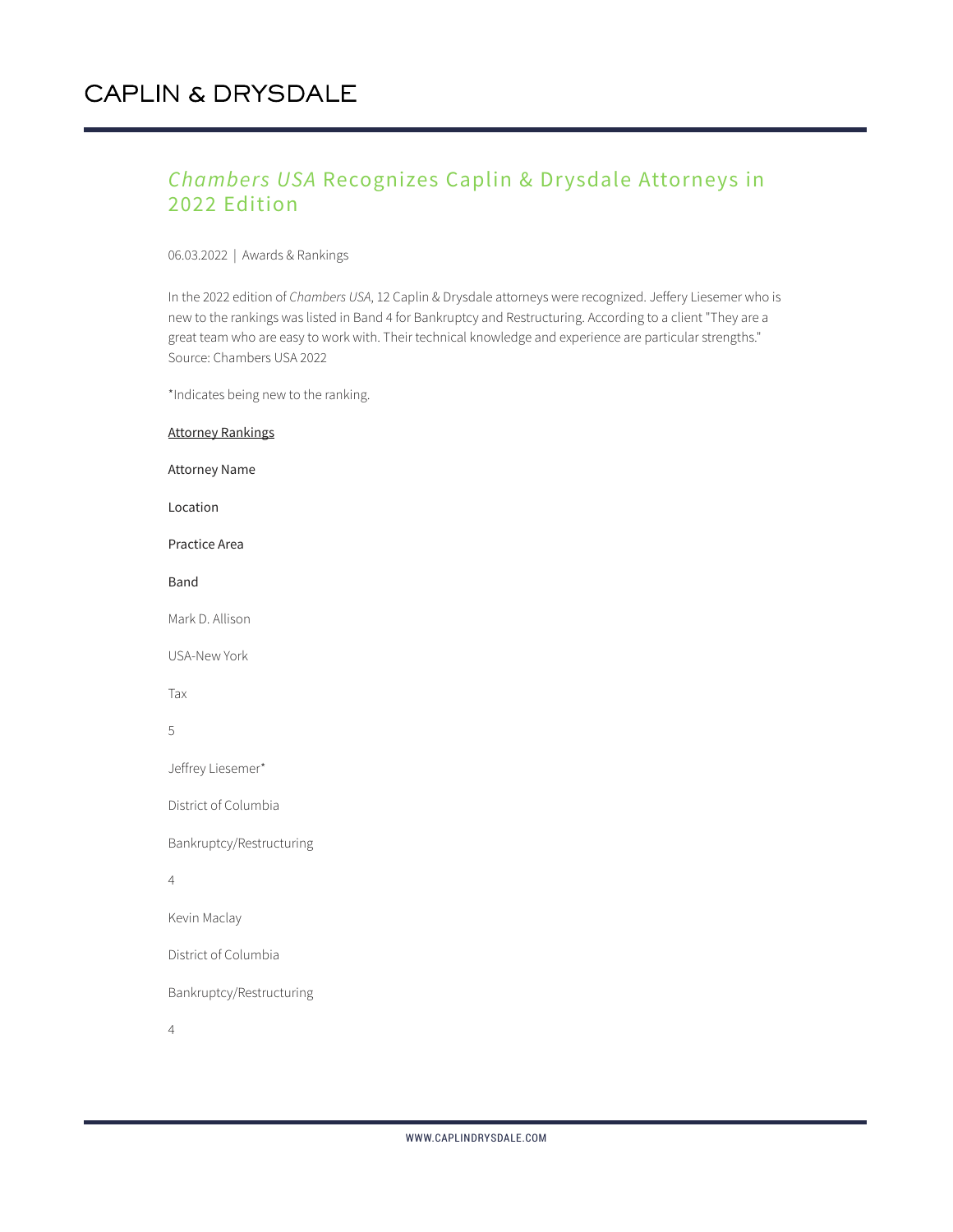# CAPLIN & DRYSDALE

## *Chambers USA* Recognizes Caplin & Drysdale Attorneys in 2022 Edition

06.03.2022 | Awards & Rankings

In the 2022 edition of *Chambers USA*, 12 Caplin & Drysdale attorneys were recognized. Jeffery Liesemer who is new to the rankings was listed in Band 4 for Bankruptcy and Restructuring. According to a client "They are a great team who are easy to work with. Their technical knowledge and experience are particular strengths." Source: Chambers USA 2022

*Indicates being new to the ranking.

Attorney Rankings

| Attorney Name | Location | Practice Area | Band |
|---|---|---|---|
| Mark D. Allison | USA-New York | Tax | 5 |
| Jeffrey Liesemer* | District of Columbia | Bankruptcy/Restructuring | 4 |
| Kevin Maclay | District of Columbia | Bankruptcy/Restructuring | 4 |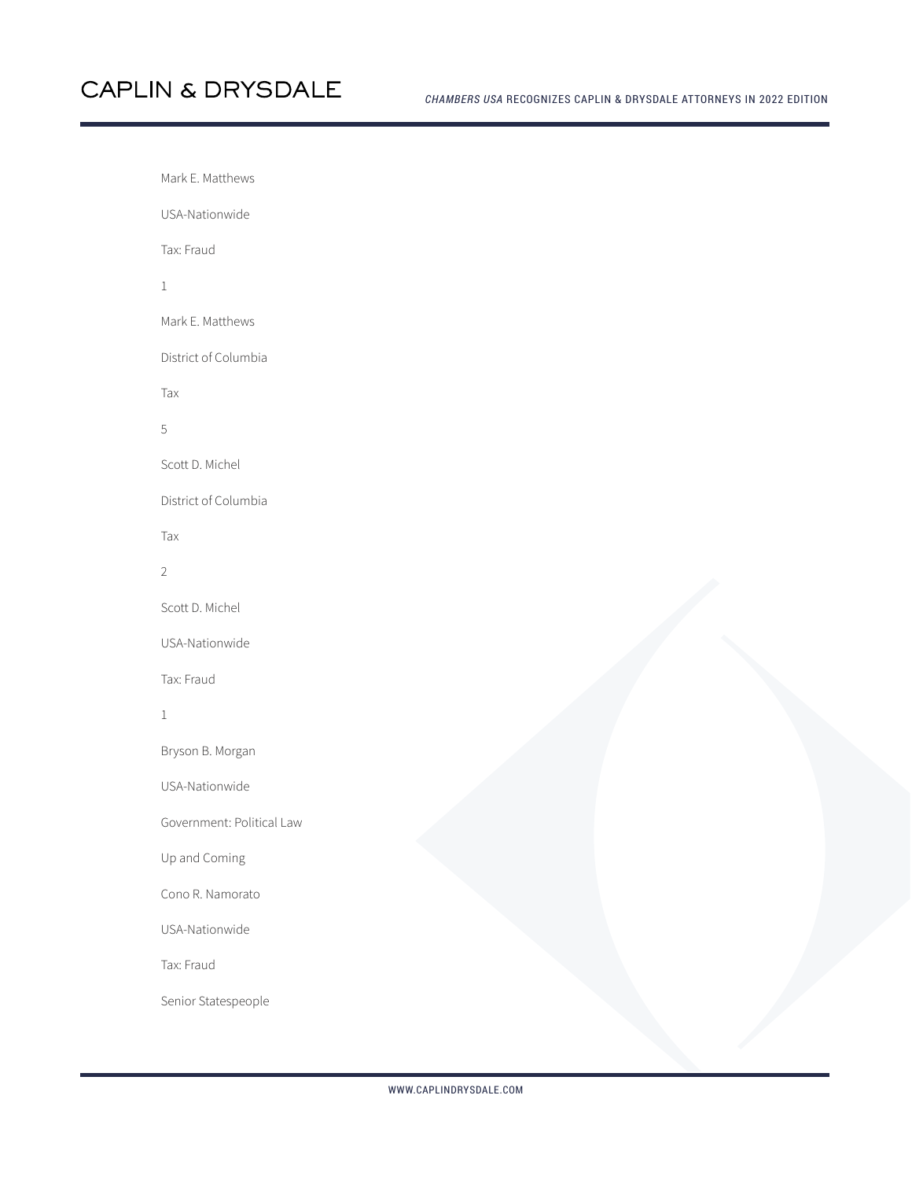Mark E. Matthews

USA-Nationwide

Tax: Fraud

1

Mark E. Matthews

District of Columbia

Tax

5

Scott D. Michel

District of Columbia

Tax

2

Scott D. Michel

USA-Nationwide

Tax: Fraud

1

Bryson B. Morgan

USA-Nationwide

Government: Political Law

Up and Coming

Cono R. Namorato

USA-Nationwide

Tax: Fraud

Senior Statespeople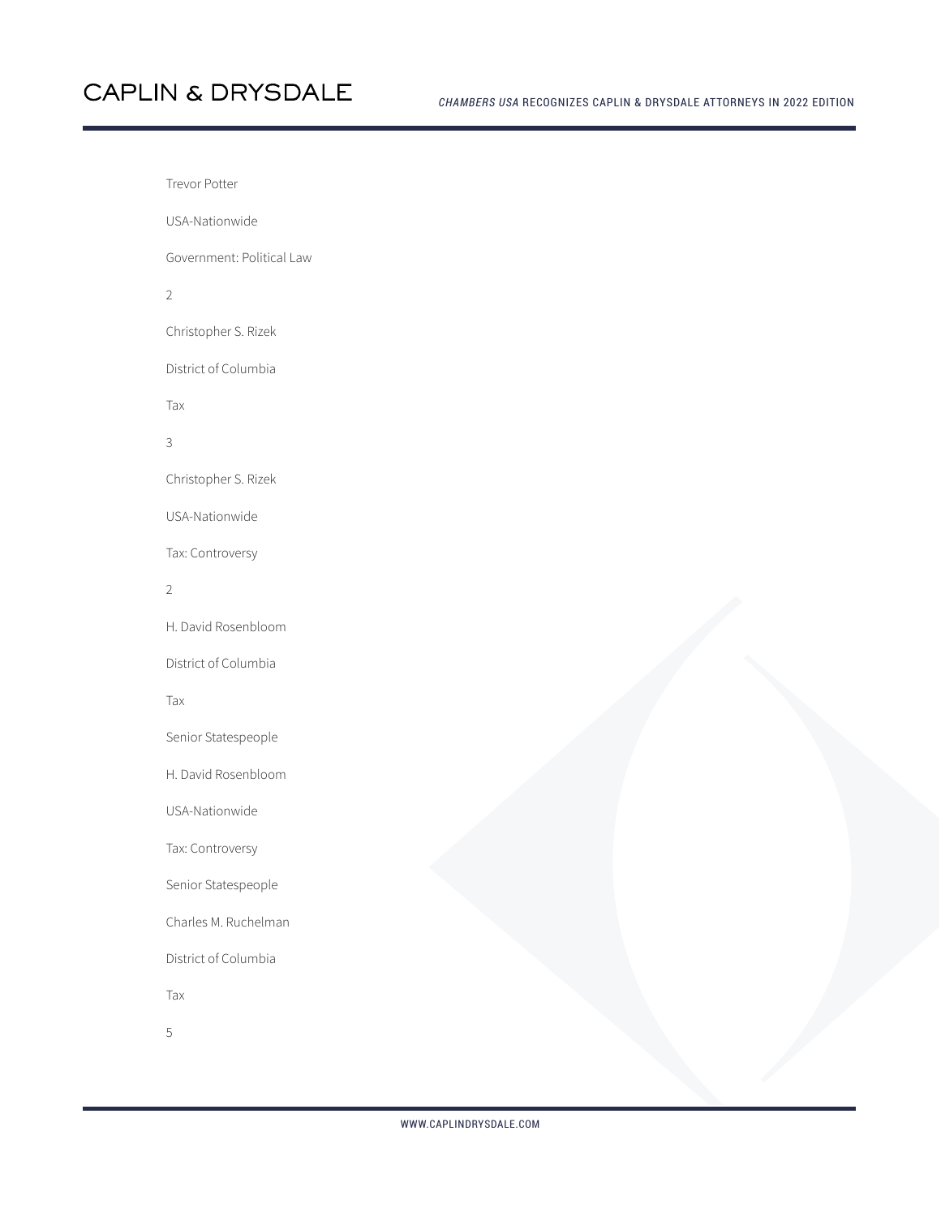Trevor Potter

USA-Nationwide

Government: Political Law

2

Christopher S. Rizek

District of Columbia

Tax

3

Christopher S. Rizek

USA-Nationwide

Tax: Controversy

2

H. David Rosenbloom

District of Columbia

Tax

Senior Statespeople

H. David Rosenbloom

USA-Nationwide

Tax: Controversy

Senior Statespeople

Charles M. Ruchelman

District of Columbia

Tax

5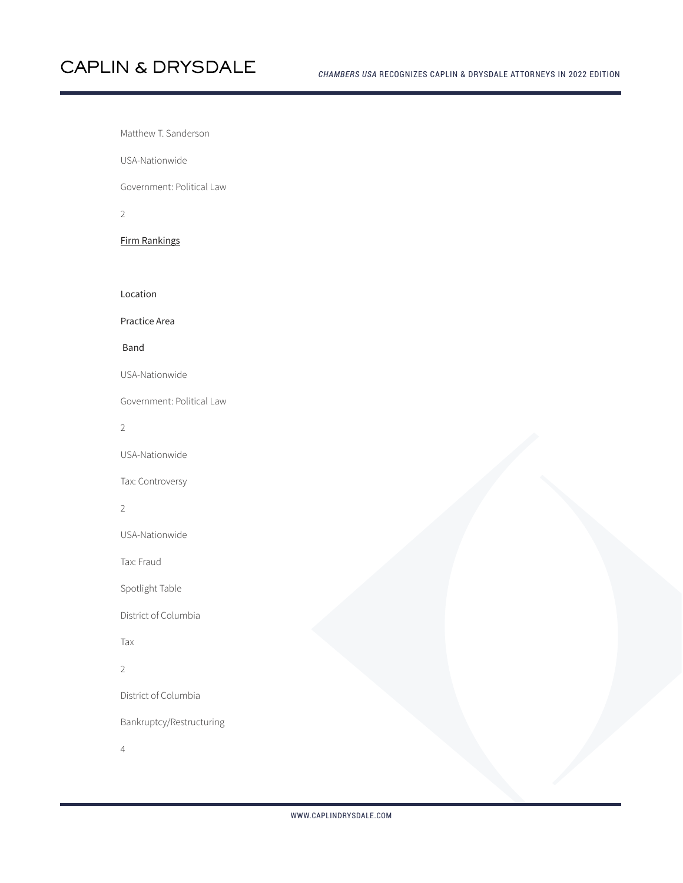Matthew T. Sanderson

USA-Nationwide

Government: Political Law

2

Firm Rankings

| Location | Practice Area | Band |
| --- | --- | --- |
| USA-Nationwide | Government: Political Law | 2 |
| USA-Nationwide | Tax: Controversy | 2 |
| USA-Nationwide | Tax: Fraud | Spotlight Table |
| District of Columbia | Tax | 2 |
| District of Columbia | Bankruptcy/Restructuring | 4 |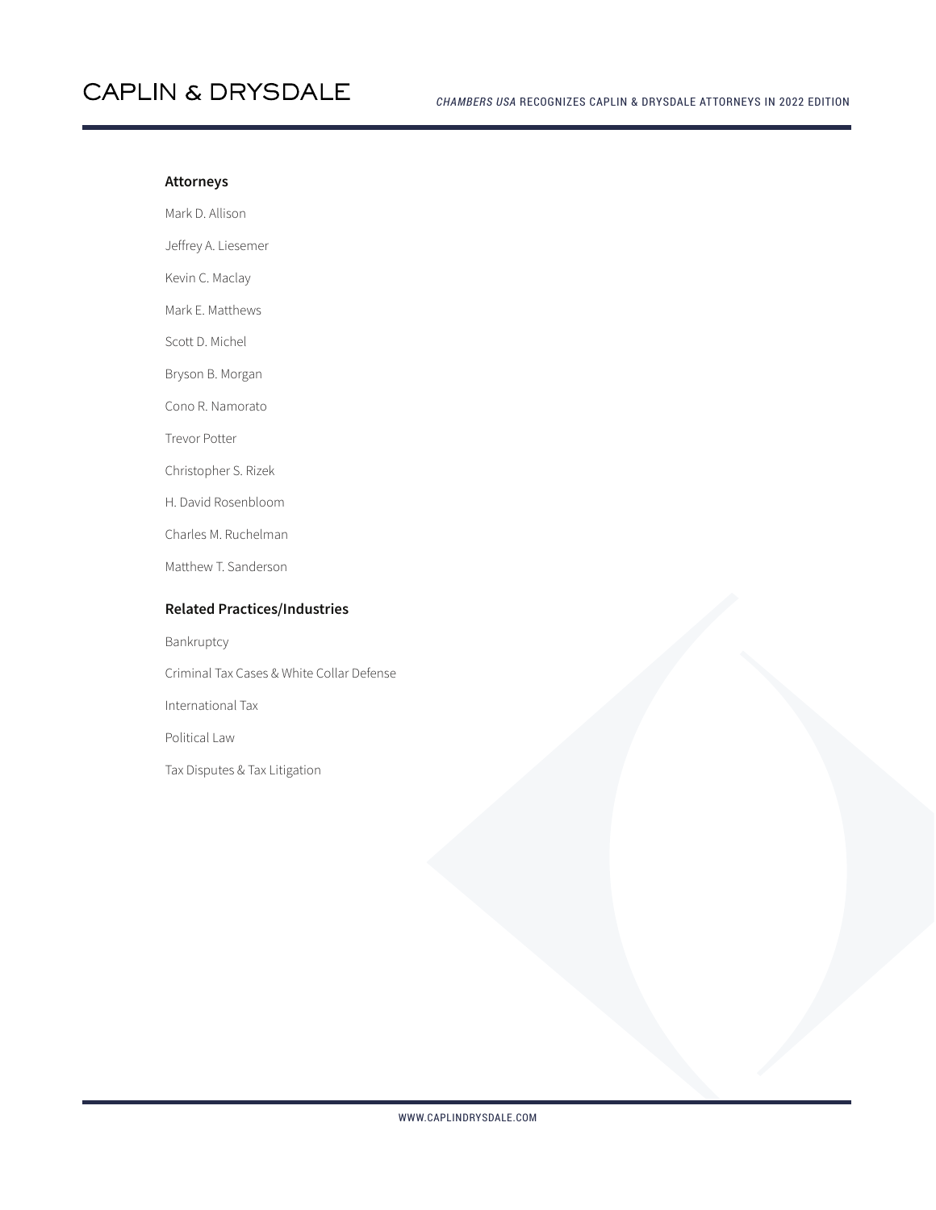### Attorneys

Mark D. Allison

Jeffrey A. Liesemer

Kevin C. Maclay

Mark E. Matthews

Scott D. Michel

Bryson B. Morgan

Cono R. Namorato

Trevor Potter

Christopher S. Rizek

H. David Rosenbloom

Charles M. Ruchelman

Matthew T. Sanderson

### Related Practices/Industries

Bankruptcy

Criminal Tax Cases & White Collar Defense

International Tax

Political Law

Tax Disputes & Tax Litigation